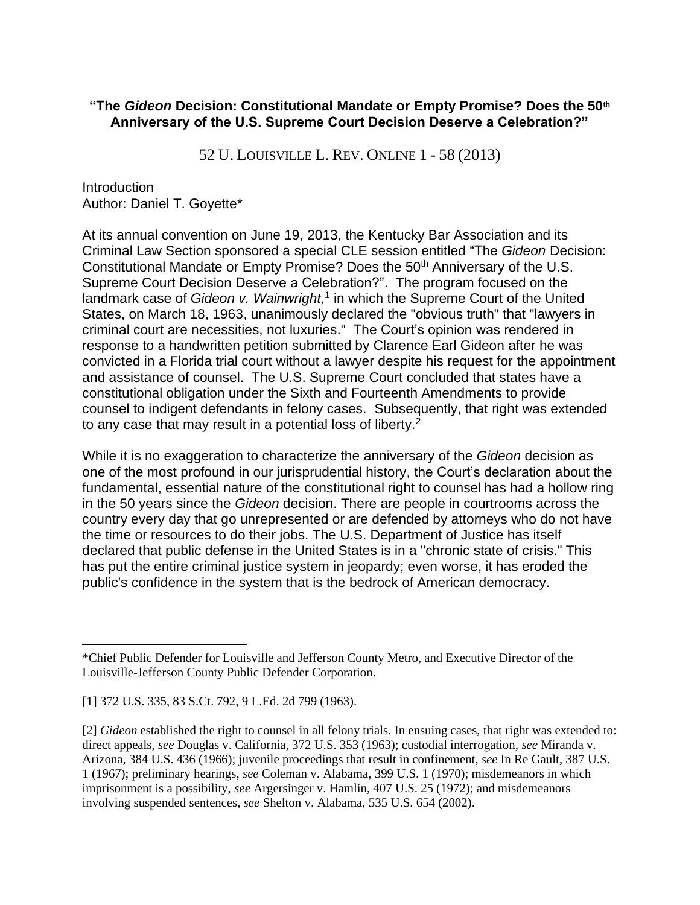**"The *Gideon* Decision: Constitutional Mandate or Empty Promise? Does the 50th Anniversary of the U.S. Supreme Court Decision Deserve a Celebration?"**

52 U. LOUISVILLE L. REV. ONLINE 1 - 58 (2013)

Introduction
Author: Daniel T. Goyette*

At its annual convention on June 19, 2013, the Kentucky Bar Association and its Criminal Law Section sponsored a special CLE session entitled "The *Gideon* Decision: Constitutional Mandate or Empty Promise? Does the 50th Anniversary of the U.S. Supreme Court Decision Deserve a Celebration?". The program focused on the landmark case of *Gideon v. Wainwright,*[1] in which the Supreme Court of the United States, on March 18, 1963, unanimously declared the "obvious truth" that "lawyers in criminal court are necessities, not luxuries." The Court's opinion was rendered in response to a handwritten petition submitted by Clarence Earl Gideon after he was convicted in a Florida trial court without a lawyer despite his request for the appointment and assistance of counsel. The U.S. Supreme Court concluded that states have a constitutional obligation under the Sixth and Fourteenth Amendments to provide counsel to indigent defendants in felony cases. Subsequently, that right was extended to any case that may result in a potential loss of liberty.[2]

While it is no exaggeration to characterize the anniversary of the *Gideon* decision as one of the most profound in our jurisprudential history, the Court's declaration about the fundamental, essential nature of the constitutional right to counsel has had a hollow ring in the 50 years since the *Gideon* decision. There are people in courtrooms across the country every day that go unrepresented or are defended by attorneys who do not have the time or resources to do their jobs. The U.S. Department of Justice has itself declared that public defense in the United States is in a "chronic state of crisis." This has put the entire criminal justice system in jeopardy; even worse, it has eroded the public's confidence in the system that is the bedrock of American democracy.

---

*Chief Public Defender for Louisville and Jefferson County Metro, and Executive Director of the Louisville-Jefferson County Public Defender Corporation.

[1] 372 U.S. 335, 83 S.Ct. 792, 9 L.Ed. 2d 799 (1963).

[2] *Gideon* established the right to counsel in all felony trials. In ensuing cases, that right was extended to: direct appeals, *see* Douglas v. California, 372 U.S. 353 (1963); custodial interrogation, *see* Miranda v. Arizona, 384 U.S. 436 (1966); juvenile proceedings that result in confinement, *see* In Re Gault, 387 U.S. 1 (1967); preliminary hearings, *see* Coleman v. Alabama, 399 U.S. 1 (1970); misdemeanors in which imprisonment is a possibility, *see* Argersinger v. Hamlin, 407 U.S. 25 (1972); and misdemeanors involving suspended sentences, *see* Shelton v. Alabama, 535 U.S. 654 (2002).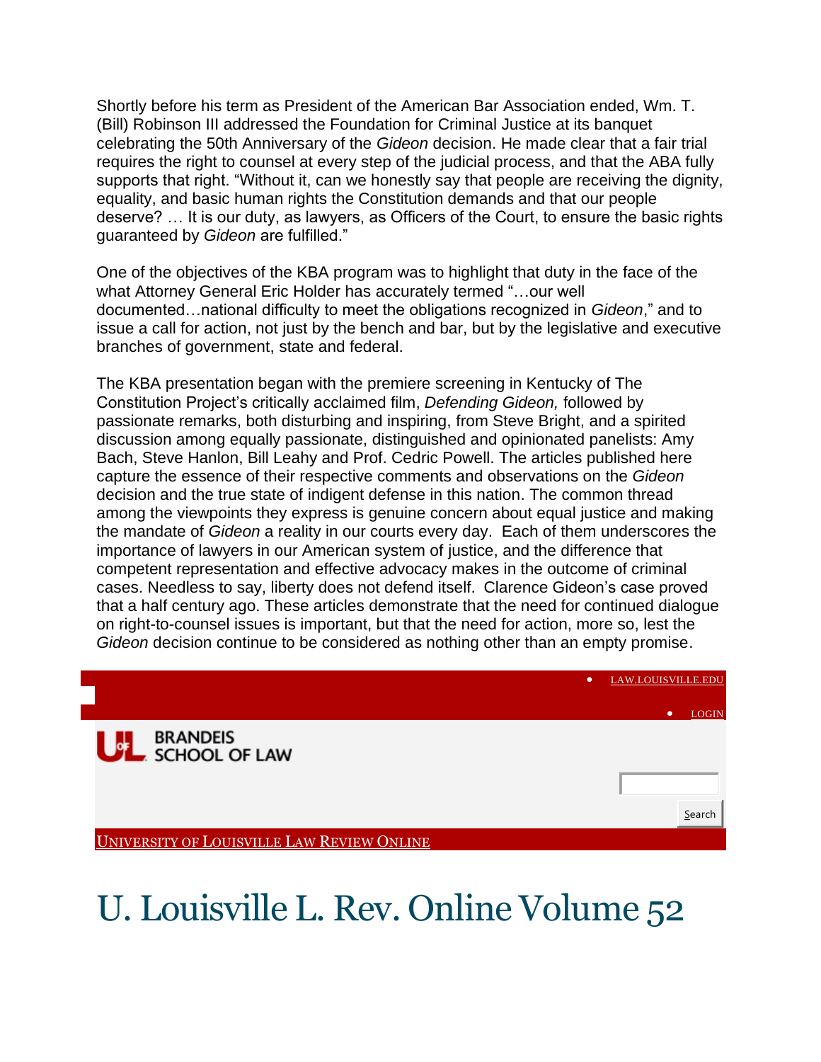Shortly before his term as President of the American Bar Association ended, Wm. T. (Bill) Robinson III addressed the Foundation for Criminal Justice at its banquet celebrating the 50th Anniversary of the *Gideon* decision. He made clear that a fair trial requires the right to counsel at every step of the judicial process, and that the ABA fully supports that right. “Without it, can we honestly say that people are receiving the dignity, equality, and basic human rights the Constitution demands and that our people deserve? … It is our duty, as lawyers, as Officers of the Court, to ensure the basic rights guaranteed by *Gideon* are fulfilled.”

One of the objectives of the KBA program was to highlight that duty in the face of the what Attorney General Eric Holder has accurately termed “…our well documented…national difficulty to meet the obligations recognized in *Gideon*,” and to issue a call for action, not just by the bench and bar, but by the legislative and executive branches of government, state and federal.

The KBA presentation began with the premiere screening in Kentucky of The Constitution Project’s critically acclaimed film, *Defending Gideon,* followed by passionate remarks, both disturbing and inspiring, from Steve Bright, and a spirited discussion among equally passionate, distinguished and opinionated panelists: Amy Bach, Steve Hanlon, Bill Leahy and Prof. Cedric Powell. The articles published here capture the essence of their respective comments and observations on the *Gideon* decision and the true state of indigent defense in this nation. The common thread among the viewpoints they express is genuine concern about equal justice and making the mandate of *Gideon* a reality in our courts every day. Each of them underscores the importance of lawyers in our American system of justice, and the difference that competent representation and effective advocacy makes in the outcome of criminal cases. Needless to say, liberty does not defend itself. Clarence Gideon’s case proved that a half century ago. These articles demonstrate that the need for continued dialogue on right-to-counsel issues is important, but that the need for action, more so, lest the *Gideon* decision continue to be considered as nothing other than an empty promise.

- LAW.LOUISVILLE.EDU
- LOGIN

BRANDEIS SCHOOL OF LAW

Search

UNIVERSITY OF LOUISVILLE LAW REVIEW ONLINE

# U. Louisville L. Rev. Online Volume 52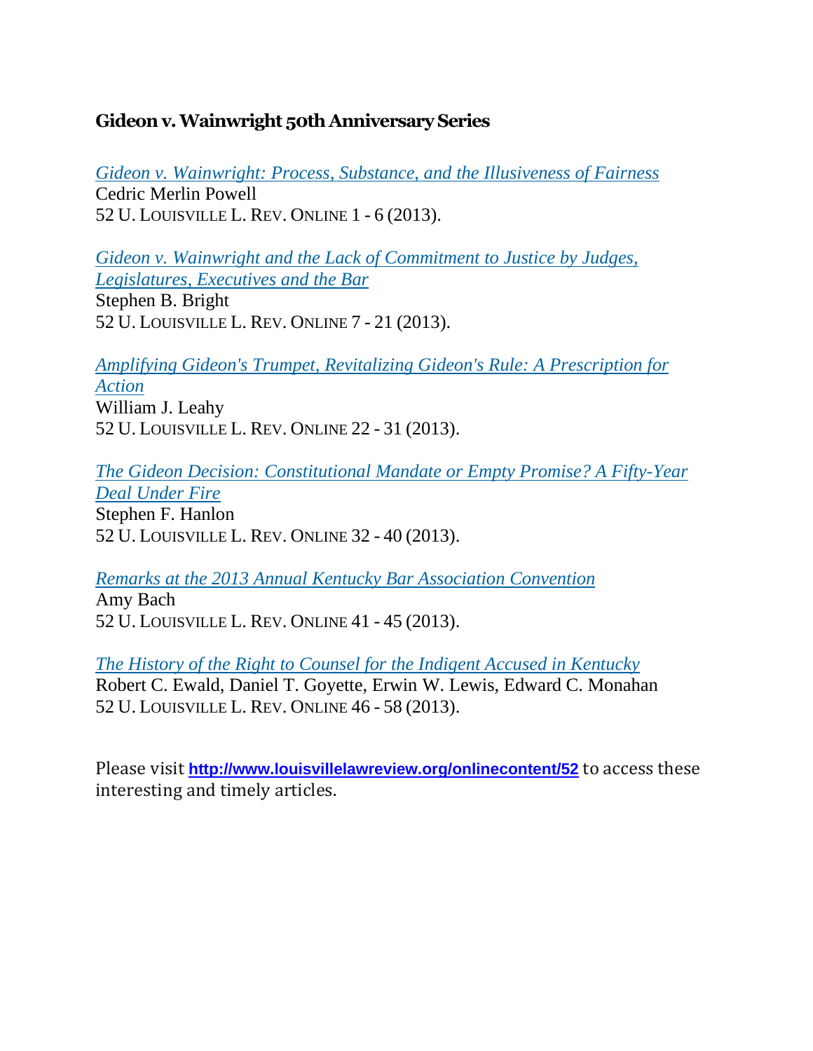## Gideon v. Wainwright 50th Anniversary Series

*[Gideon v. Wainwright: Process, Substance, and the Illusiveness of Fairness]()*
Cedric Merlin Powell
52 U. LOUISVILLE L. REV. ONLINE 1 - 6 (2013).

*[Gideon v. Wainwright and the Lack of Commitment to Justice by Judges, Legislatures, Executives and the Bar]()*
Stephen B. Bright
52 U. LOUISVILLE L. REV. ONLINE 7 - 21 (2013).

*[Amplifying Gideon's Trumpet, Revitalizing Gideon's Rule: A Prescription for Action]()*
William J. Leahy
52 U. LOUISVILLE L. REV. ONLINE 22 - 31 (2013).

*[The Gideon Decision: Constitutional Mandate or Empty Promise? A Fifty-Year Deal Under Fire]()*
Stephen F. Hanlon
52 U. LOUISVILLE L. REV. ONLINE 32 - 40 (2013).

*[Remarks at the 2013 Annual Kentucky Bar Association Convention]()*
Amy Bach
52 U. LOUISVILLE L. REV. ONLINE 41 - 45 (2013).

*[The History of the Right to Counsel for the Indigent Accused in Kentucky]()*
Robert C. Ewald, Daniel T. Goyette, Erwin W. Lewis, Edward C. Monahan
52 U. LOUISVILLE L. REV. ONLINE 46 - 58 (2013).

Please visit **http://www.louisvillelawreview.org/onlinecontent/52** to access these interesting and timely articles.